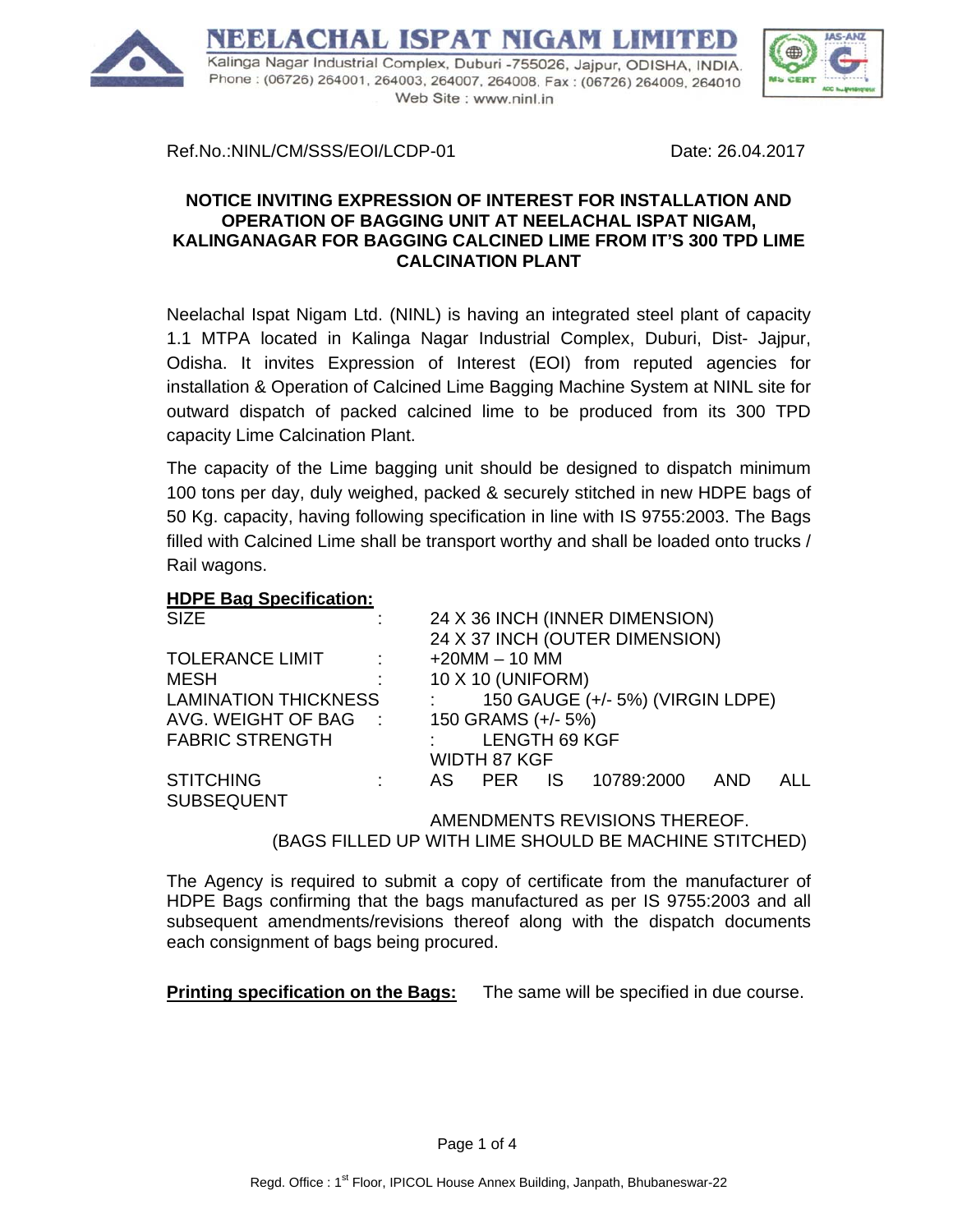# NEELACHAL ISPAT NIGAM LIMITED

Kalinga Nagar Industrial Complex, Duburi -755026, Jajpur, ODISHA, INDIA.
Phone : (06726) 264001, 264003, 264007, 264008. Fax : (06726) 264009, 264010
Web Site : www.ninl.in

Ref.No.:NINL/CM/SSS/EOI/LCDP-01 Date: 26.04.2017

**NOTICE INVITING EXPRESSION OF INTEREST FOR INSTALLATION AND OPERATION OF BAGGING UNIT AT NEELACHAL ISPAT NIGAM, KALINGANAGAR FOR BAGGING CALCINED LIME FROM IT'S 300 TPD LIME CALCINATION PLANT**

Neelachal Ispat Nigam Ltd. (NINL) is having an integrated steel plant of capacity 1.1 MTPA located in Kalinga Nagar Industrial Complex, Duburi, Dist- Jajpur, Odisha. It invites Expression of Interest (EOI) from reputed agencies for installation & Operation of Calcined Lime Bagging Machine System at NINL site for outward dispatch of packed calcined lime to be produced from its 300 TPD capacity Lime Calcination Plant.

The capacity of the Lime bagging unit should be designed to dispatch minimum 100 tons per day, duly weighed, packed & securely stitched in new HDPE bags of 50 Kg. capacity, having following specification in line with IS 9755:2003. The Bags filled with Calcined Lime shall be transport worthy and shall be loaded onto trucks / Rail wagons.

**HDPE Bag Specification:**

| | |
|---|---|
| SIZE : | 24 X 36 INCH (INNER DIMENSION)<br>24 X 37 INCH (OUTER DIMENSION) |
| TOLERANCE LIMIT : | +20MM – 10 MM |
| MESH : | 10 X 10 (UNIFORM) |
| LAMINATION THICKNESS : | 150 GAUGE (+/- 5%) (VIRGIN LDPE) |
| AVG. WEIGHT OF BAG : | 150 GRAMS (+/- 5%) |
| FABRIC STRENGTH : | LENGTH 69 KGF<br>WIDTH 87 KGF |
| STITCHING : | AS PER IS 10789:2000 AND ALL SUBSEQUENT AMENDMENTS REVISIONS THEREOF. |

(BAGS FILLED UP WITH LIME SHOULD BE MACHINE STITCHED)

The Agency is required to submit a copy of certificate from the manufacturer of HDPE Bags confirming that the bags manufactured as per IS 9755:2003 and all subsequent amendments/revisions thereof along with the dispatch documents each consignment of bags being procured.

**Printing specification on the Bags:** The same will be specified in due course.

Regd. Office : 1st Floor, IPICOL House Annex Building, Janpath, Bhubaneswar-22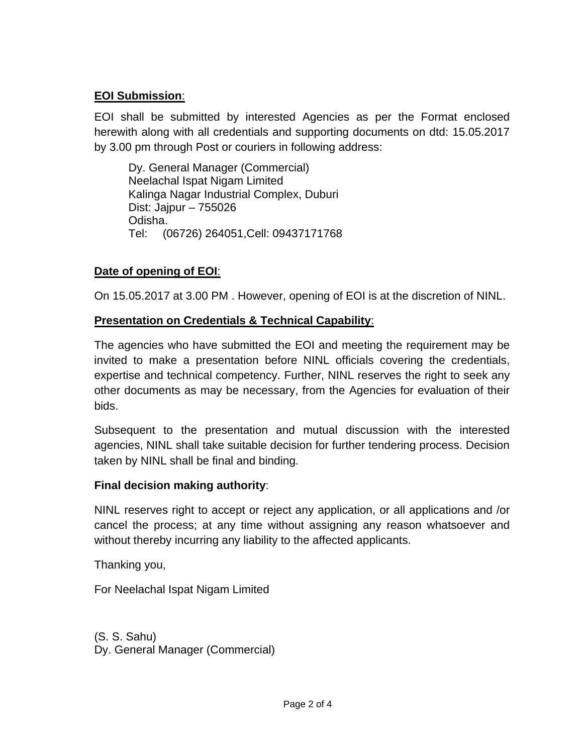**EOI Submission**:

EOI shall be submitted by interested Agencies as per the Format enclosed herewith along with all credentials and supporting documents on dtd: 15.05.2017 by 3.00 pm through Post or couriers in following address:

Dy. General Manager (Commercial)
Neelachal Ispat Nigam Limited
Kalinga Nagar Industrial Complex, Duburi
Dist: Jajpur – 755026
Odisha.
Tel: (06726) 264051,Cell: 09437171768

**Date of opening of EOI**:

On 15.05.2017 at 3.00 PM . However, opening of EOI is at the discretion of NINL.

**Presentation on Credentials & Technical Capability**:

The agencies who have submitted the EOI and meeting the requirement may be invited to make a presentation before NINL officials covering the credentials, expertise and technical competency. Further, NINL reserves the right to seek any other documents as may be necessary, from the Agencies for evaluation of their bids.

Subsequent to the presentation and mutual discussion with the interested agencies, NINL shall take suitable decision for further tendering process. Decision taken by NINL shall be final and binding.

**Final decision making authority**:

NINL reserves right to accept or reject any application, or all applications and /or cancel the process; at any time without assigning any reason whatsoever and without thereby incurring any liability to the affected applicants.

Thanking you,

For Neelachal Ispat Nigam Limited

(S. S. Sahu)
Dy. General Manager (Commercial)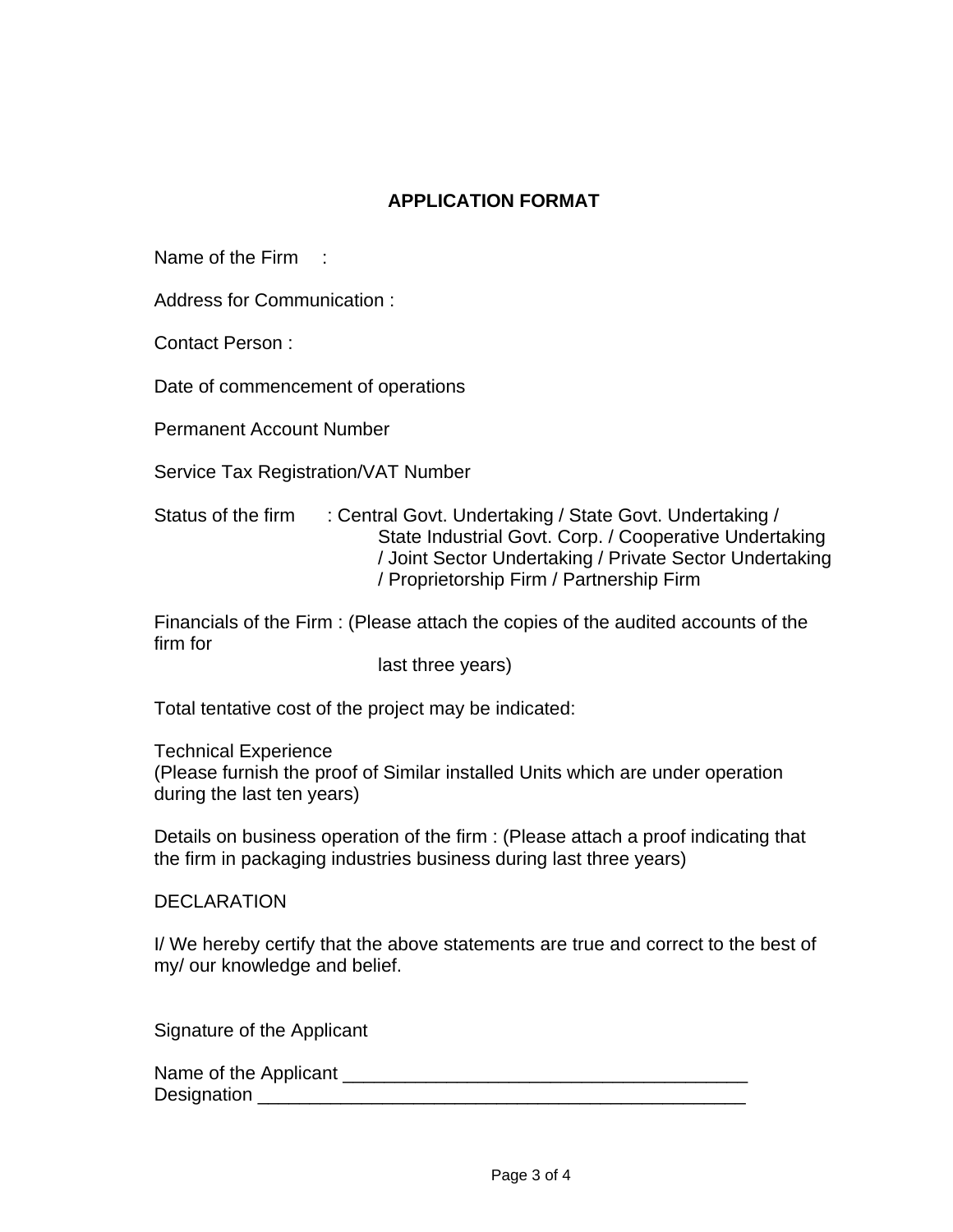## APPLICATION FORMAT

Name of the Firm :

Address for Communication :

Contact Person :

Date of commencement of operations

Permanent Account Number

Service Tax Registration/VAT Number

Status of the firm : Central Govt. Undertaking / State Govt. Undertaking / State Industrial Govt. Corp. / Cooperative Undertaking / Joint Sector Undertaking / Private Sector Undertaking / Proprietorship Firm / Partnership Firm

Financials of the Firm : (Please attach the copies of the audited accounts of the firm for last three years)

Total tentative cost of the project may be indicated:

Technical Experience
(Please furnish the proof of Similar installed Units which are under operation during the last ten years)

Details on business operation of the firm : (Please attach a proof indicating that the firm in packaging industries business during last three years)

DECLARATION

I/ We hereby certify that the above statements are true and correct to the best of my/ our knowledge and belief.

Signature of the Applicant

Name of the Applicant ________________________________________
Designation ________________________________________________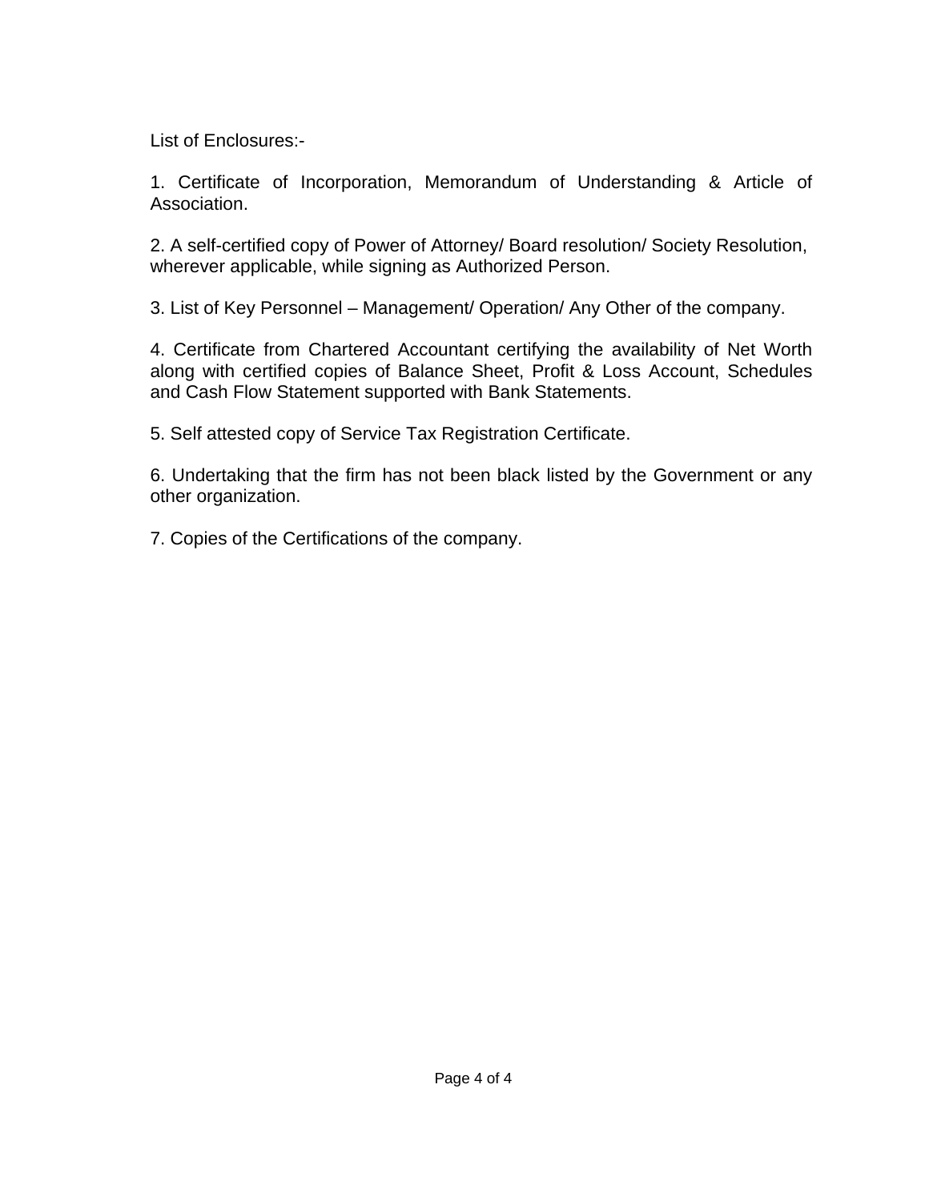List of Enclosures:-

1. Certificate of Incorporation, Memorandum of Understanding & Article of Association.

2. A self-certified copy of Power of Attorney/ Board resolution/ Society Resolution, wherever applicable, while signing as Authorized Person.

3. List of Key Personnel – Management/ Operation/ Any Other of the company.

4. Certificate from Chartered Accountant certifying the availability of Net Worth along with certified copies of Balance Sheet, Profit & Loss Account, Schedules and Cash Flow Statement supported with Bank Statements.

5. Self attested copy of Service Tax Registration Certificate.

6. Undertaking that the firm has not been black listed by the Government or any other organization.

7. Copies of the Certifications of the company.